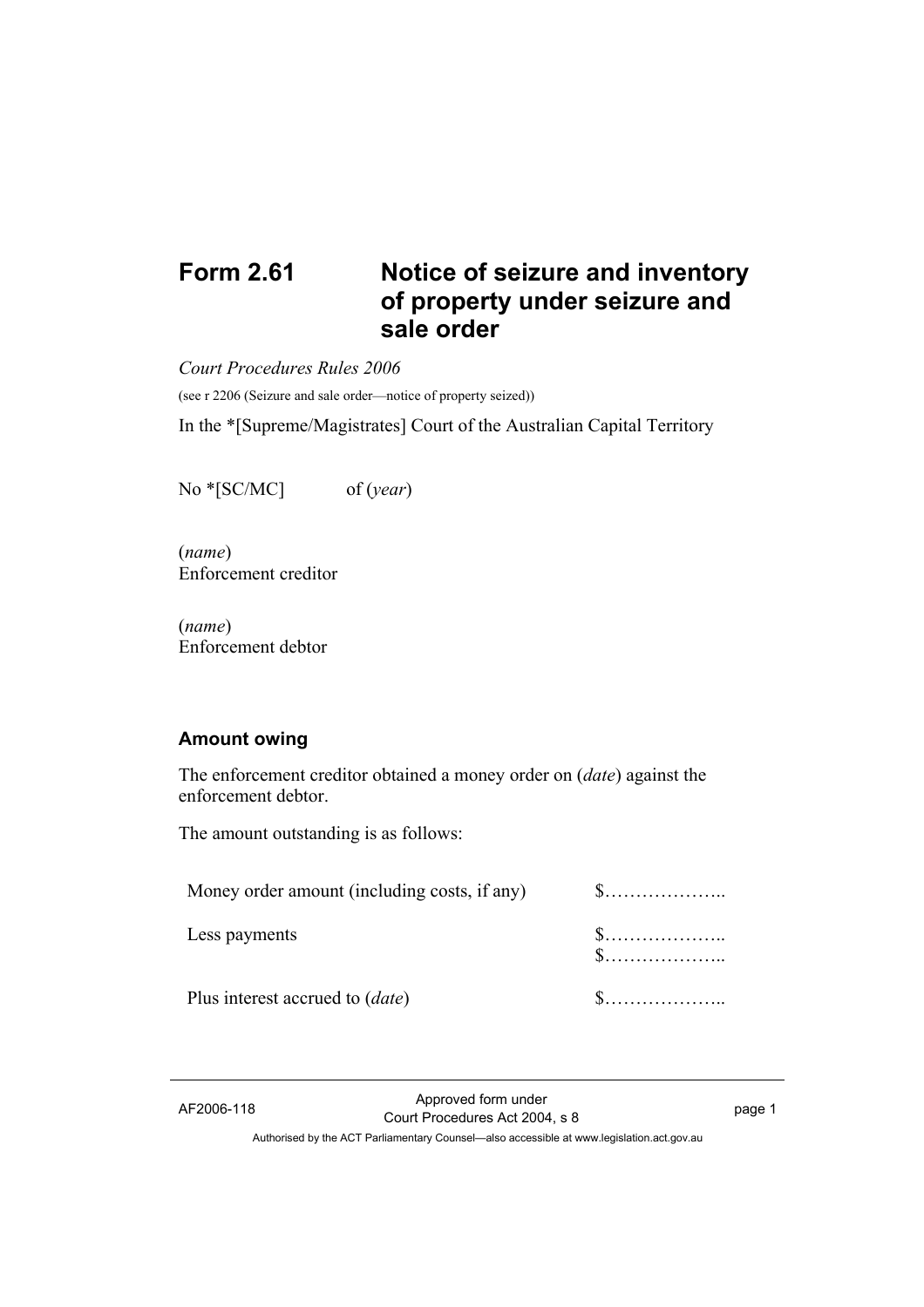# Form 2.61 Notice of seizure and inventory of property under seizure and sale order

*Court Procedures Rules 2006*

(see r 2206 (Seizure and sale order—notice of property seized))

In the *[Supreme/Magistrates] Court of the Australian Capital Territory

No *[SC/MC] of (*year*)

(*name*)
Enforcement creditor

(*name*)
Enforcement debtor

## Amount owing

The enforcement creditor obtained a money order on (*date*) against the enforcement debtor.

The amount outstanding is as follows:

| | |
|---|---|
| Money order amount (including costs, if any) | $……………….. |
| Less payments | $……………….. <br> $……………….. |
| Plus interest accrued to (*date*) | $……………….. |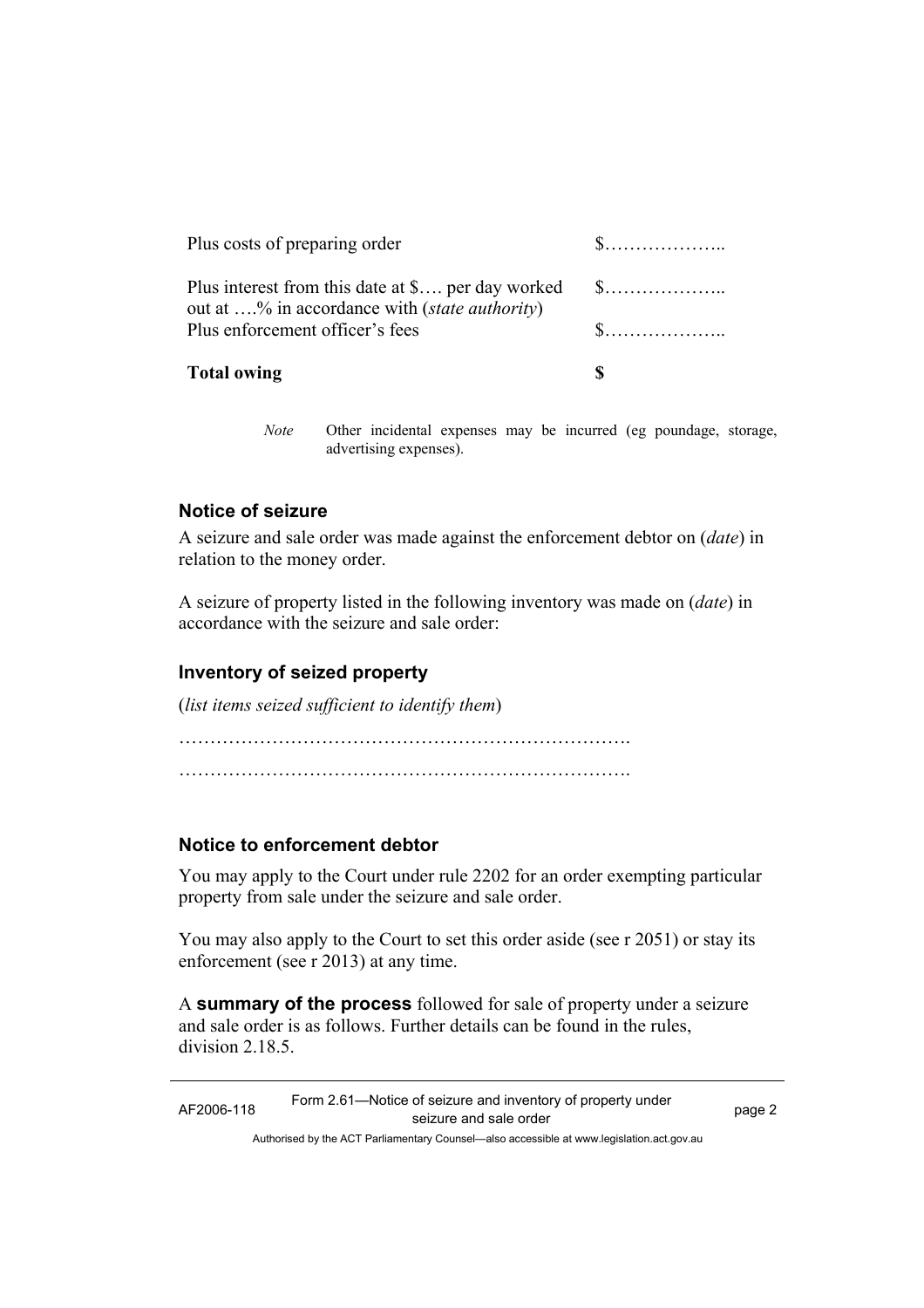| | |
|---|---|
| Plus costs of preparing order | $……………….. |
| Plus interest from this date at $…. per day worked out at ….% in accordance with (*state authority*) | $……………….. |
| Plus enforcement officer's fees | $……………….. |
| **Total owing** | **$** |

*Note* Other incidental expenses may be incurred (eg poundage, storage, advertising expenses).

### Notice of seizure

A seizure and sale order was made against the enforcement debtor on (*date*) in relation to the money order.

A seizure of property listed in the following inventory was made on (*date*) in accordance with the seizure and sale order:

### Inventory of seized property

(*list items seized sufficient to identify them*)

……………………………………………………………….

……………………………………………………………….

### Notice to enforcement debtor

You may apply to the Court under rule 2202 for an order exempting particular property from sale under the seizure and sale order.

You may also apply to the Court to set this order aside (see r 2051) or stay its enforcement (see r 2013) at any time.

A **summary of the process** followed for sale of property under a seizure and sale order is as follows. Further details can be found in the rules, division 2.18.5.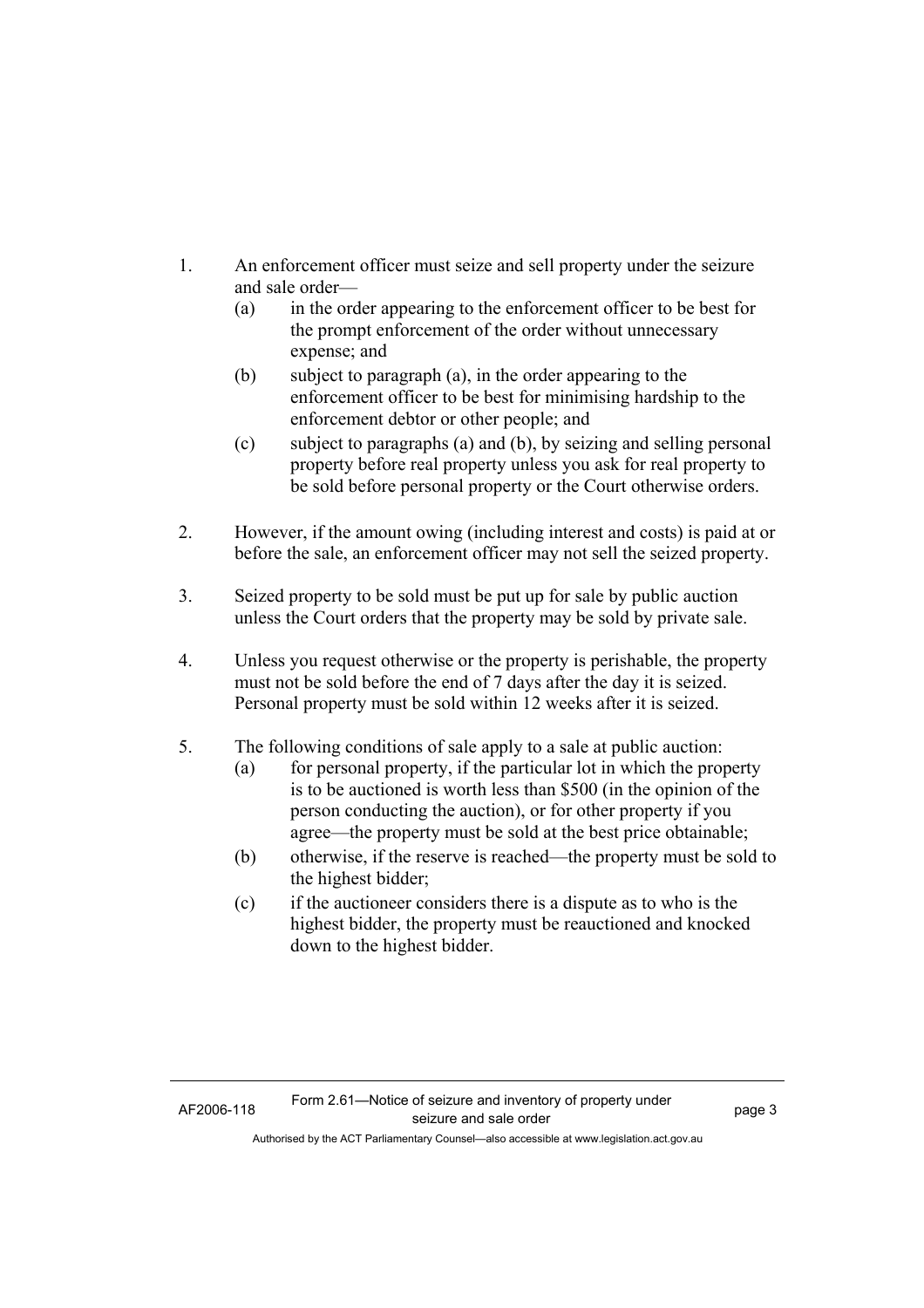1. An enforcement officer must seize and sell property under the seizure and sale order—
   (a) in the order appearing to the enforcement officer to be best for the prompt enforcement of the order without unnecessary expense; and
   (b) subject to paragraph (a), in the order appearing to the enforcement officer to be best for minimising hardship to the enforcement debtor or other people; and
   (c) subject to paragraphs (a) and (b), by seizing and selling personal property before real property unless you ask for real property to be sold before personal property or the Court otherwise orders.

2. However, if the amount owing (including interest and costs) is paid at or before the sale, an enforcement officer may not sell the seized property.

3. Seized property to be sold must be put up for sale by public auction unless the Court orders that the property may be sold by private sale.

4. Unless you request otherwise or the property is perishable, the property must not be sold before the end of 7 days after the day it is seized. Personal property must be sold within 12 weeks after it is seized.

5. The following conditions of sale apply to a sale at public auction:
   (a) for personal property, if the particular lot in which the property is to be auctioned is worth less than $500 (in the opinion of the person conducting the auction), or for other property if you agree—the property must be sold at the best price obtainable;
   (b) otherwise, if the reserve is reached—the property must be sold to the highest bidder;
   (c) if the auctioneer considers there is a dispute as to who is the highest bidder, the property must be reauctioned and knocked down to the highest bidder.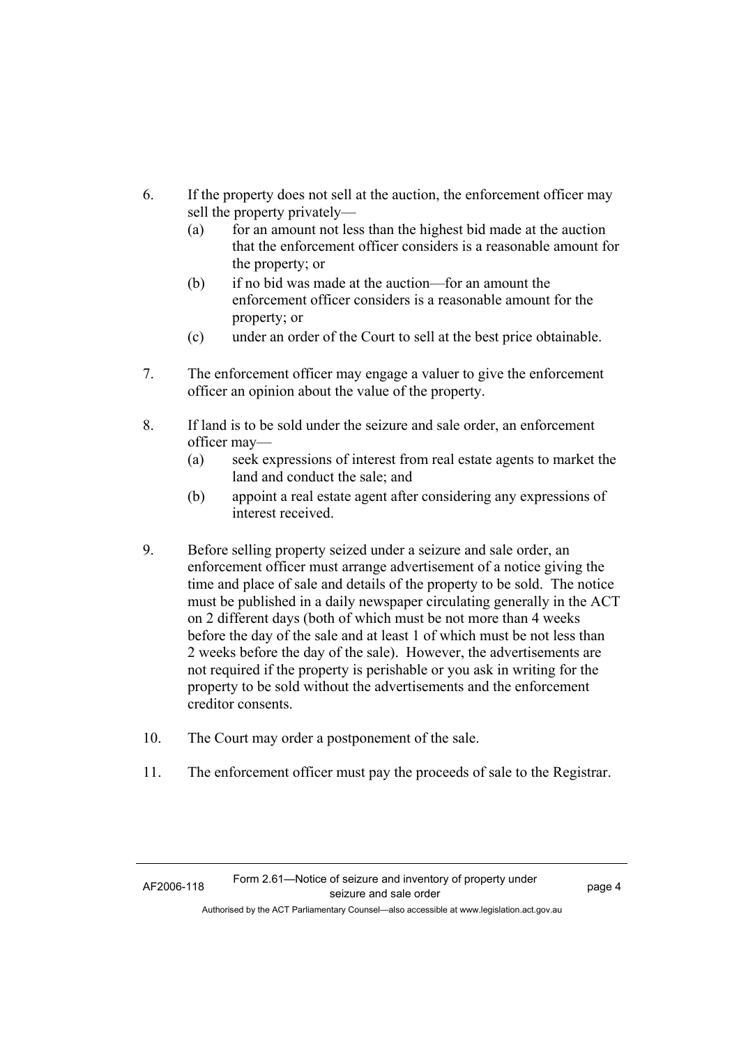6. If the property does not sell at the auction, the enforcement officer may sell the property privately—
   (a) for an amount not less than the highest bid made at the auction that the enforcement officer considers is a reasonable amount for the property; or
   (b) if no bid was made at the auction—for an amount the enforcement officer considers is a reasonable amount for the property; or
   (c) under an order of the Court to sell at the best price obtainable.

7. The enforcement officer may engage a valuer to give the enforcement officer an opinion about the value of the property.

8. If land is to be sold under the seizure and sale order, an enforcement officer may—
   (a) seek expressions of interest from real estate agents to market the land and conduct the sale; and
   (b) appoint a real estate agent after considering any expressions of interest received.

9. Before selling property seized under a seizure and sale order, an enforcement officer must arrange advertisement of a notice giving the time and place of sale and details of the property to be sold. The notice must be published in a daily newspaper circulating generally in the ACT on 2 different days (both of which must be not more than 4 weeks before the day of the sale and at least 1 of which must be not less than 2 weeks before the day of the sale). However, the advertisements are not required if the property is perishable or you ask in writing for the property to be sold without the advertisements and the enforcement creditor consents.

10. The Court may order a postponement of the sale.

11. The enforcement officer must pay the proceeds of sale to the Registrar.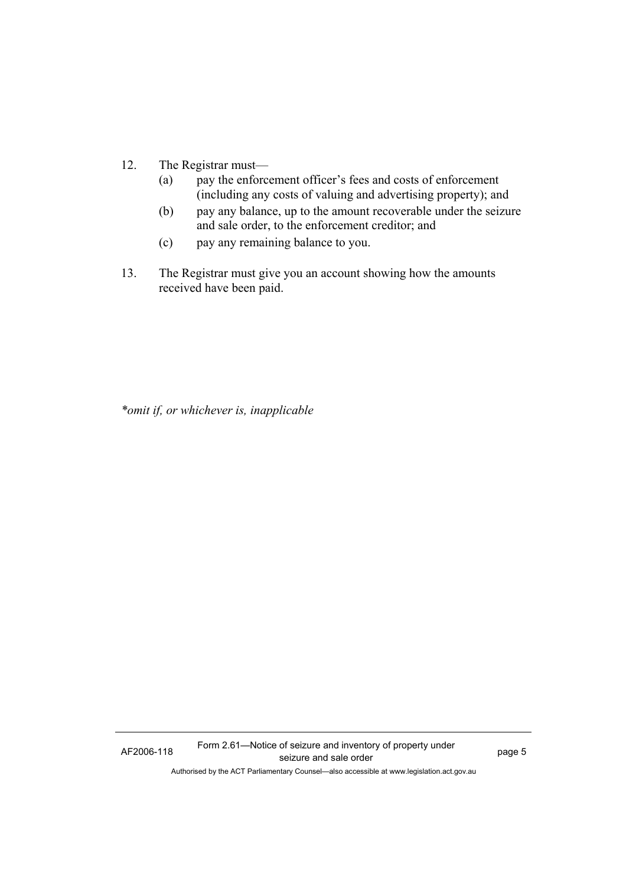12. The Registrar must—
    (a) pay the enforcement officer's fees and costs of enforcement (including any costs of valuing and advertising property); and
    (b) pay any balance, up to the amount recoverable under the seizure and sale order, to the enforcement creditor; and
    (c) pay any remaining balance to you.

13. The Registrar must give you an account showing how the amounts received have been paid.

*\*omit if, or whichever is, inapplicable*